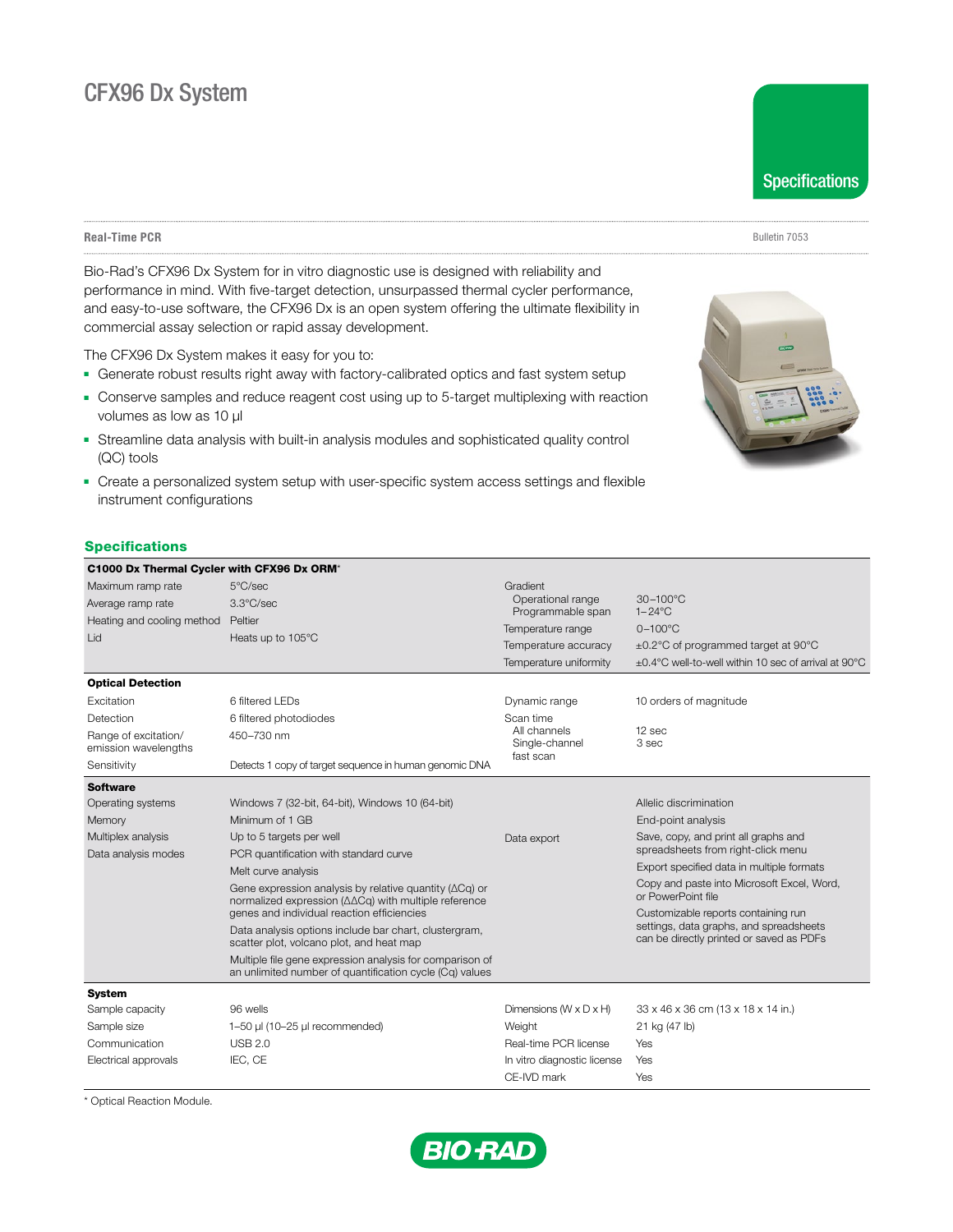# CFX96 Dx System

**Specifications**

**Real-Time PCR**

Bulletin 7053

Bio-Rad's CFX96 Dx System for in vitro diagnostic use is designed with reliability and performance in mind. With five-target detection, unsurpassed thermal cycler performance, and easy-to-use software, the CFX96 Dx is an open system offering the ultimate flexibility in commercial assay selection or rapid assay development.

The CFX96 Dx System makes it easy for you to:

- Generate robust results right away with factory-calibrated optics and fast system setup
- Conserve samples and reduce reagent cost using up to 5-target multiplexing with reaction volumes as low as 10 µl
- Streamline data analysis with built-in analysis modules and sophisticated quality control (QC) tools
- Create a personalized system setup with user-specific system access settings and flexible instrument configurations

## Specifications

| **C1000 Dx Thermal Cycler with CFX96 Dx ORM*** | | | |
|---|---|---|---|
| Maximum ramp rate | 5°C/sec | Gradient | |
| Average ramp rate | 3.3°C/sec | Operational range | 30–100°C |
| Heating and cooling method | Peltier | Programmable span | 1–24°C |
| Lid | Heats up to 105°C | Temperature range | 0–100°C |
| | | Temperature accuracy | ±0.2°C of programmed target at 90°C |
| | | Temperature uniformity | ±0.4°C well-to-well within 10 sec of arrival at 90°C |
| **Optical Detection** | | | |
| Excitation | 6 filtered LEDs | Dynamic range | 10 orders of magnitude |
| Detection | 6 filtered photodiodes | Scan time | |
| Range of excitation/ emission wavelengths | 450–730 nm | All channels | 12 sec |
| | | Single-channel fast scan | 3 sec |
| Sensitivity | Detects 1 copy of target sequence in human genomic DNA | | |
| **Software** | | | |
| Operating systems | Windows 7 (32-bit, 64-bit), Windows 10 (64-bit) | | Allelic discrimination |
| Memory | Minimum of 1 GB | | End-point analysis |
| Multiplex analysis | Up to 5 targets per well | Data export | Save, copy, and print all graphs and spreadsheets from right-click menu |
| Data analysis modes | PCR quantification with standard curve | | Export specified data in multiple formats |
| | Melt curve analysis | | Copy and paste into Microsoft Excel, Word, or PowerPoint file |
| | Gene expression analysis by relative quantity (ΔCq) or normalized expression (ΔΔCq) with multiple reference genes and individual reaction efficiencies | | Customizable reports containing run settings, data graphs, and spreadsheets can be directly printed or saved as PDFs |
| | Data analysis options include bar chart, clustergram, scatter plot, volcano plot, and heat map | | |
| | Multiple file gene expression analysis for comparison of an unlimited number of quantification cycle (Cq) values | | |
| **System** | | | |
| Sample capacity | 96 wells | Dimensions (W x D x H) | 33 x 46 x 36 cm (13 x 18 x 14 in.) |
| Sample size | 1–50 µl (10–25 µl recommended) | Weight | 21 kg (47 lb) |
| Communication | USB 2.0 | Real-time PCR license | Yes |
| Electrical approvals | IEC, CE | In vitro diagnostic license | Yes |
| | | CE-IVD mark | Yes |

\* Optical Reaction Module.

BIO-RAD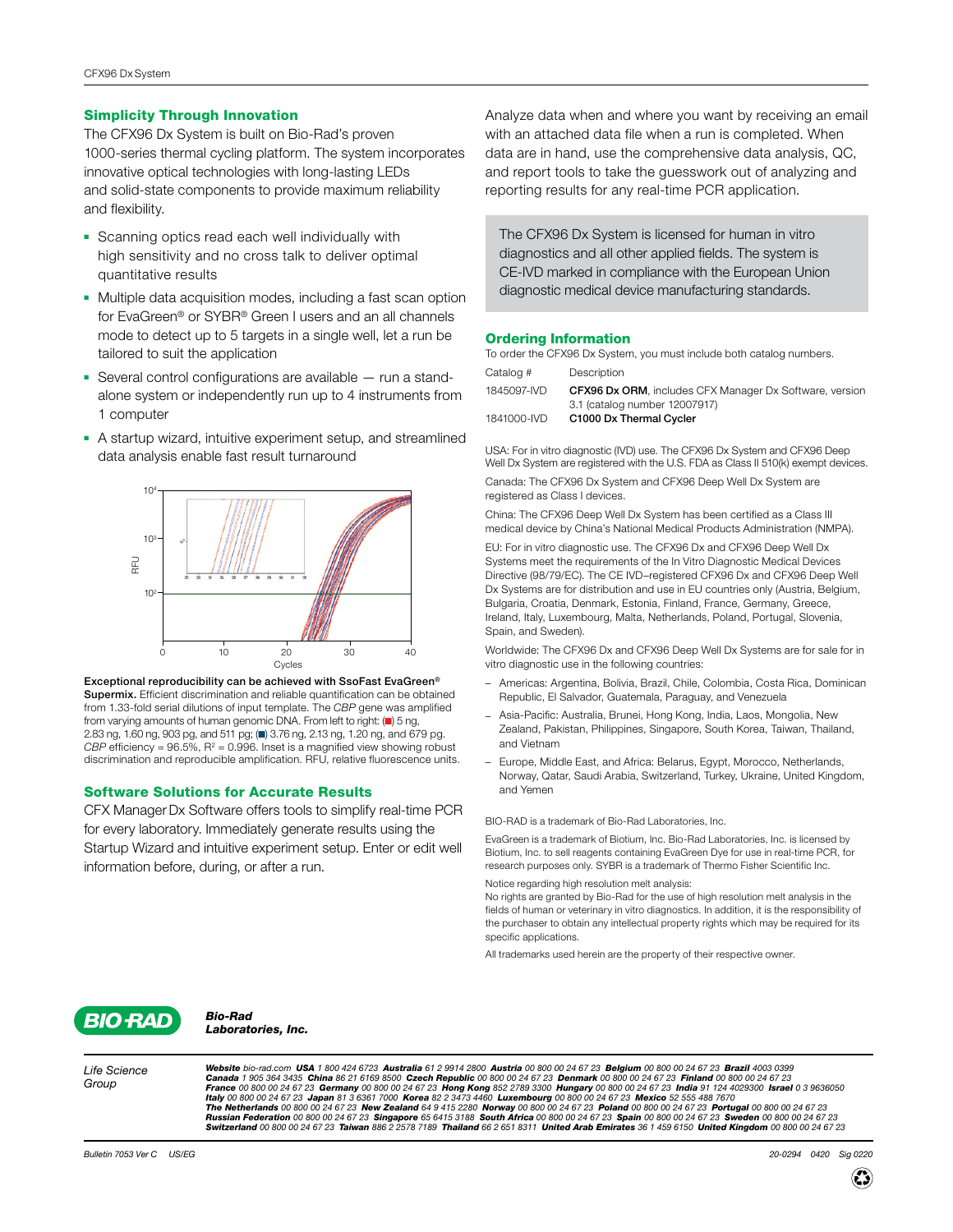## Simplicity Through Innovation

The CFX96 Dx System is built on Bio-Rad's proven 1000-series thermal cycling platform. The system incorporates innovative optical technologies with long-lasting LEDs and solid-state components to provide maximum reliability and flexibility.

- Scanning optics read each well individually with high sensitivity and no cross talk to deliver optimal quantitative results
- Multiple data acquisition modes, including a fast scan option for EvaGreen® or SYBR® Green I users and an all channels mode to detect up to 5 targets in a single well, let a run be tailored to suit the application
- Several control configurations are available — run a stand-alone system or independently run up to 4 instruments from 1 computer
- A startup wizard, intuitive experiment setup, and streamlined data analysis enable fast result turnaround

$10^4$
$10^3$
$10^2$
RFU
0
10
20
30
40
Cycles

**Exceptional reproducibility can be achieved with SsoFast EvaGreen® Supermix.** Efficient discrimination and reliable quantification can be obtained from 1.33-fold serial dilutions of input template. The *CBP* gene was amplified from varying amounts of human genomic DNA. From left to right: (■) 5 ng, 2.83 ng, 1.60 ng, 903 pg, and 511 pg; (■) 3.76 ng, 2.13 ng, 1.20 ng, and 679 pg. *CBP* efficiency = 96.5%, $R^2$ = 0.996. Inset is a magnified view showing robust discrimination and reproducible amplification. RFU, relative fluorescence units.

## Software Solutions for Accurate Results

CFX Manager Dx Software offers tools to simplify real-time PCR for every laboratory. Immediately generate results using the Startup Wizard and intuitive experiment setup. Enter or edit well information before, during, or after a run.

Analyze data when and where you want by receiving an email with an attached data file when a run is completed. When data are in hand, use the comprehensive data analysis, QC, and report tools to take the guesswork out of analyzing and reporting results for any real-time PCR application.

> The CFX96 Dx System is licensed for human in vitro diagnostics and all other applied fields. The system is CE-IVD marked in compliance with the European Union diagnostic medical device manufacturing standards.

## Ordering Information

To order the CFX96 Dx System, you must include both catalog numbers.

| Catalog # | Description |
|---|---|
| 1845097-IVD | **CFX96 Dx ORM**, includes CFX Manager Dx Software, version 3.1 (catalog number 12007917) |
| 1841000-IVD | **C1000 Dx Thermal Cycler** |

USA: For in vitro diagnostic (IVD) use. The CFX96 Dx System and CFX96 Deep Well Dx System are registered with the U.S. FDA as Class II 510(k) exempt devices.

Canada: The CFX96 Dx System and CFX96 Deep Well Dx System are registered as Class I devices.

China: The CFX96 Deep Well Dx System has been certified as a Class III medical device by China's National Medical Products Administration (NMPA).

EU: For in vitro diagnostic use. The CFX96 Dx and CFX96 Deep Well Dx Systems meet the requirements of the In Vitro Diagnostic Medical Devices Directive (98/79/EC). The CE IVD–registered CFX96 Dx and CFX96 Deep Well Dx Systems are for distribution and use in EU countries only (Austria, Belgium, Bulgaria, Croatia, Denmark, Estonia, Finland, France, Germany, Greece, Ireland, Italy, Luxembourg, Malta, Netherlands, Poland, Portugal, Slovenia, Spain, and Sweden).

Worldwide: The CFX96 Dx and CFX96 Deep Well Dx Systems are for sale for in vitro diagnostic use in the following countries:

- Americas: Argentina, Bolivia, Brazil, Chile, Colombia, Costa Rica, Dominican Republic, El Salvador, Guatemala, Paraguay, and Venezuela
- Asia-Pacific: Australia, Brunei, Hong Kong, India, Laos, Mongolia, New Zealand, Pakistan, Philippines, Singapore, South Korea, Taiwan, Thailand, and Vietnam
- Europe, Middle East, and Africa: Belarus, Egypt, Morocco, Netherlands, Norway, Qatar, Saudi Arabia, Switzerland, Turkey, Ukraine, United Kingdom, and Yemen

BIO-RAD is a trademark of Bio-Rad Laboratories, Inc.

EvaGreen is a trademark of Biotium, Inc. Bio-Rad Laboratories, Inc. is licensed by Biotium, Inc. to sell reagents containing EvaGreen Dye for use in real-time PCR, for research purposes only. SYBR is a trademark of Thermo Fisher Scientific Inc.

Notice regarding high resolution melt analysis:
No rights are granted by Bio-Rad for the use of high resolution melt analysis in the fields of human or veterinary in vitro diagnostics. In addition, it is the responsibility of the purchaser to obtain any intellectual property rights which may be required for its specific applications.

All trademarks used herein are the property of their respective owner.

BIO-RAD

***Bio-Rad Laboratories, Inc.***

*Life Science Group*

***Website*** *bio-rad.com* ***USA*** *1 800 424 6723* ***Australia*** *61 2 9914 2800* ***Austria*** *00 800 00 24 67 23* ***Belgium*** *00 800 00 24 67 23* ***Brazil*** *4003 0399* ***Canada*** *1 905 364 3435* ***China*** *86 21 6169 8500* ***Czech Republic*** *00 800 00 24 67 23* ***Denmark*** *00 800 00 24 67 23* ***Finland*** *00 800 00 24 67 23* ***France*** *00 800 00 24 67 23* ***Germany*** *00 800 00 24 67 23* ***Hong Kong*** *852 2789 3300* ***Hungary*** *00 800 00 24 67 23* ***India*** *91 124 4029300* ***Israel*** *0 3 9636050* ***Italy*** *00 800 00 24 67 23* ***Japan*** *81 3 6361 7000* ***Korea*** *82 2 3473 4460* ***Luxembourg*** *00 800 00 24 67 23* ***Mexico*** *52 555 488 7670* ***The Netherlands*** *00 800 00 24 67 23* ***New Zealand*** *64 9 415 2280* ***Norway*** *00 800 00 24 67 23* ***Poland*** *00 800 00 24 67 23* ***Portugal*** *00 800 00 24 67 23* ***Russian Federation*** *00 800 00 24 67 23* ***Singapore*** *65 6415 3188* ***South Africa*** *00 800 00 24 67 23* ***Spain*** *00 800 00 24 67 23* ***Sweden*** *00 800 00 24 67 23* ***Switzerland*** *00 800 00 24 67 23* ***Taiwan*** *886 2 2578 7189* ***Thailand*** *66 2 651 8311* ***United Arab Emirates*** *36 1 459 6150* ***United Kingdom*** *00 800 00 24 67 23*

*Bulletin 7053 Ver C US/EG*

*20-0294 0420 Sig 0220*